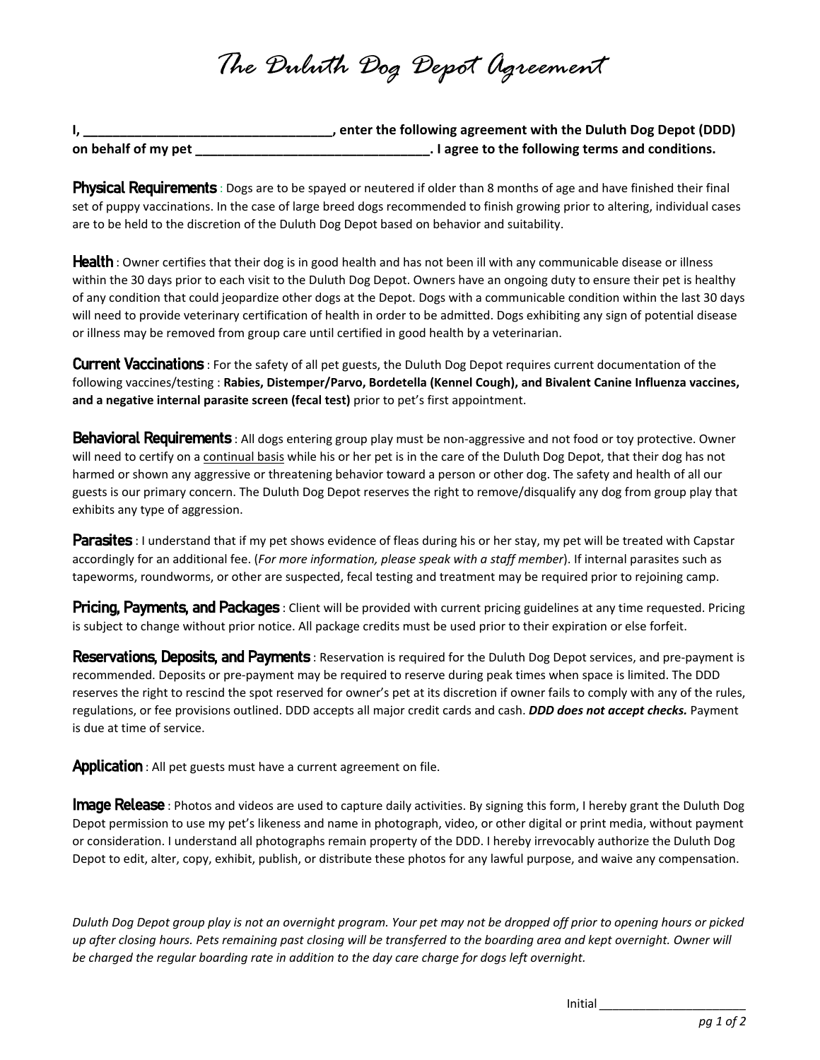# The Duluth Dog Depot Agreement

**I, ___________________________________, enter the following agreement with the Duluth Dog Depot (DDD) on behalf of my pet ________________________________. I agree to the following terms and conditions.**

**Physical Requirements** : Dogs are to be spayed or neutered if older than 8 months of age and have finished their final set of puppy vaccinations. In the case of large breed dogs recommended to finish growing prior to altering, individual cases are to be held to the discretion of the Duluth Dog Depot based on behavior and suitability.

**Health** : Owner certifies that their dog is in good health and has not been ill with any communicable disease or illness within the 30 days prior to each visit to the Duluth Dog Depot. Owners have an ongoing duty to ensure their pet is healthy of any condition that could jeopardize other dogs at the Depot. Dogs with a communicable condition within the last 30 days will need to provide veterinary certification of health in order to be admitted. Dogs exhibiting any sign of potential disease or illness may be removed from group care until certified in good health by a veterinarian.

**Current Vaccinations** : For the safety of all pet guests, the Duluth Dog Depot requires current documentation of the following vaccines/testing : **Rabies, Distemper/Parvo, Bordetella (Kennel Cough), and Bivalent Canine Influenza vaccines, and a negative internal parasite screen (fecal test)** prior to pet's first appointment.

**Behavioral Requirements** : All dogs entering group play must be non-aggressive and not food or toy protective. Owner will need to certify on a <u>continual basis</u> while his or her pet is in the care of the Duluth Dog Depot, that their dog has not harmed or shown any aggressive or threatening behavior toward a person or other dog. The safety and health of all our guests is our primary concern. The Duluth Dog Depot reserves the right to remove/disqualify any dog from group play that exhibits any type of aggression.

**Parasites** : I understand that if my pet shows evidence of fleas during his or her stay, my pet will be treated with Capstar accordingly for an additional fee. (*For more information, please speak with a staff member*). If internal parasites such as tapeworms, roundworms, or other are suspected, fecal testing and treatment may be required prior to rejoining camp.

**Pricing, Payments, and Packages** : Client will be provided with current pricing guidelines at any time requested. Pricing is subject to change without prior notice. All package credits must be used prior to their expiration or else forfeit.

**Reservations, Deposits, and Payments** : Reservation is required for the Duluth Dog Depot services, and pre-payment is recommended. Deposits or pre-payment may be required to reserve during peak times when space is limited. The DDD reserves the right to rescind the spot reserved for owner's pet at its discretion if owner fails to comply with any of the rules, regulations, or fee provisions outlined. DDD accepts all major credit cards and cash. ***DDD does not accept checks.*** Payment is due at time of service.

**Application** : All pet guests must have a current agreement on file.

**Image Release** : Photos and videos are used to capture daily activities. By signing this form, I hereby grant the Duluth Dog Depot permission to use my pet's likeness and name in photograph, video, or other digital or print media, without payment or consideration. I understand all photographs remain property of the DDD. I hereby irrevocably authorize the Duluth Dog Depot to edit, alter, copy, exhibit, publish, or distribute these photos for any lawful purpose, and waive any compensation.

*Duluth Dog Depot group play is not an overnight program. Your pet may not be dropped off prior to opening hours or picked up after closing hours. Pets remaining past closing will be transferred to the boarding area and kept overnight. Owner will be charged the regular boarding rate in addition to the day care charge for dogs left overnight.*

Initial ______________________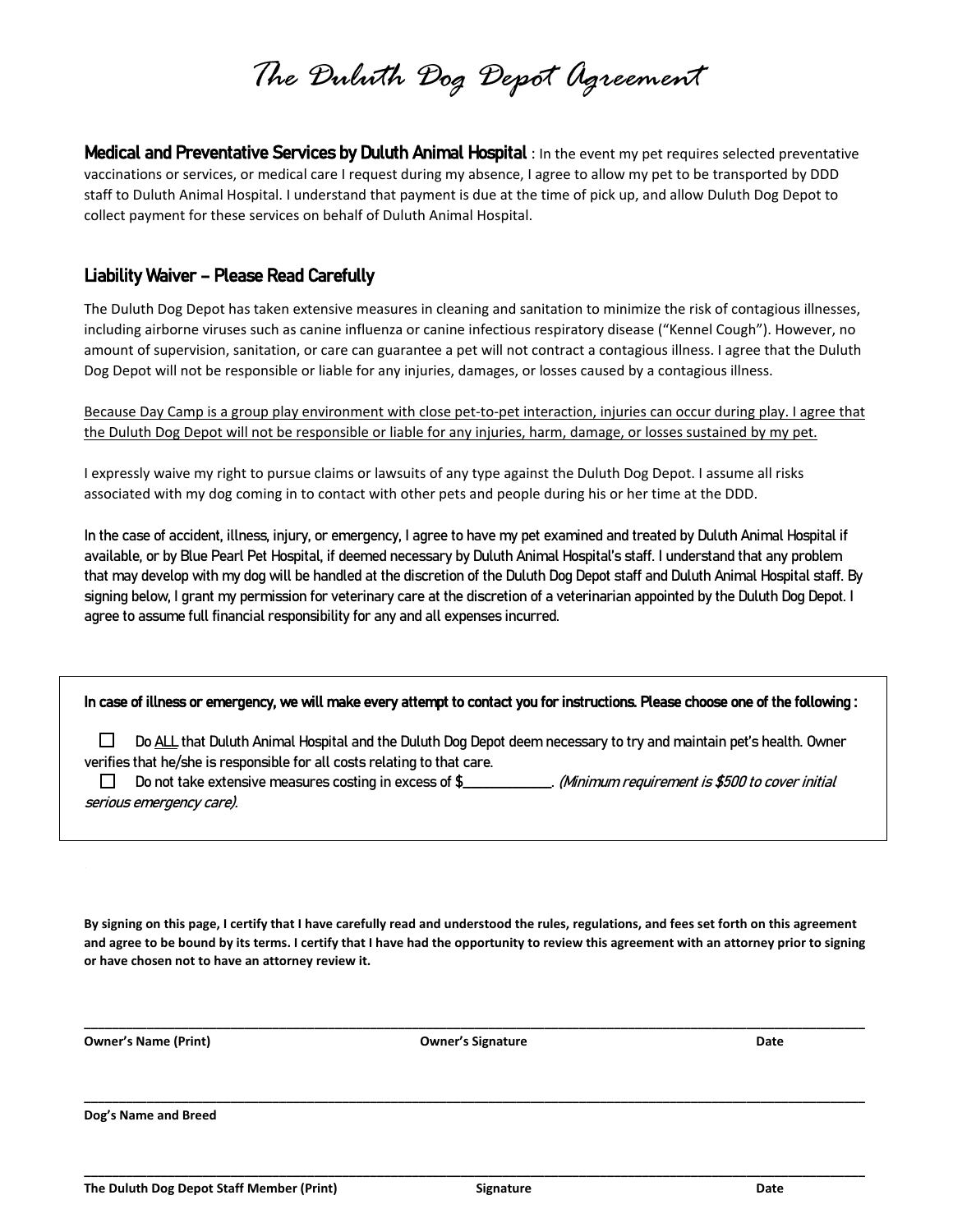# The Duluth Dog Depot Agreement

**Medical and Preventative Services by Duluth Animal Hospital** : In the event my pet requires selected preventative vaccinations or services, or medical care I request during my absence, I agree to allow my pet to be transported by DDD staff to Duluth Animal Hospital. I understand that payment is due at the time of pick up, and allow Duluth Dog Depot to collect payment for these services on behalf of Duluth Animal Hospital.

## Liability Waiver – Please Read Carefully

The Duluth Dog Depot has taken extensive measures in cleaning and sanitation to minimize the risk of contagious illnesses, including airborne viruses such as canine influenza or canine infectious respiratory disease ("Kennel Cough"). However, no amount of supervision, sanitation, or care can guarantee a pet will not contract a contagious illness. I agree that the Duluth Dog Depot will not be responsible or liable for any injuries, damages, or losses caused by a contagious illness.

<u>Because Day Camp is a group play environment with close pet-to-pet interaction, injuries can occur during play. I agree that the Duluth Dog Depot will not be responsible or liable for any injuries, harm, damage, or losses sustained by my pet.</u>

I expressly waive my right to pursue claims or lawsuits of any type against the Duluth Dog Depot. I assume all risks associated with my dog coming in to contact with other pets and people during his or her time at the DDD.

In the case of accident, illness, injury, or emergency, I agree to have my pet examined and treated by Duluth Animal Hospital if available, or by Blue Pearl Pet Hospital, if deemed necessary by Duluth Animal Hospital's staff. I understand that any problem that may develop with my dog will be handled at the discretion of the Duluth Dog Depot staff and Duluth Animal Hospital staff. By signing below, I grant my permission for veterinary care at the discretion of a veterinarian appointed by the Duluth Dog Depot. I agree to assume full financial responsibility for any and all expenses incurred.

In case of illness or emergency, we will make every attempt to contact you for instructions. Please choose one of the following :

☐ Do <u>ALL</u> that Duluth Animal Hospital and the Duluth Dog Depot deem necessary to try and maintain pet's health. Owner verifies that he/she is responsible for all costs relating to that care.

☐ Do not take extensive measures costing in excess of $____________. *(Minimum requirement is $500 to cover initial serious emergency care).*

**By signing on this page, I certify that I have carefully read and understood the rules, regulations, and fees set forth on this agreement and agree to be bound by its terms. I certify that I have had the opportunity to review this agreement with an attorney prior to signing or have chosen not to have an attorney review it.**

______________________________________________________________________________

**Owner's Name (Print)** **Owner's Signature** **Date**

______________________________________________________________________________

**Dog's Name and Breed**

______________________________________________________________________________

**The Duluth Dog Depot Staff Member (Print)** **Signature** **Date**